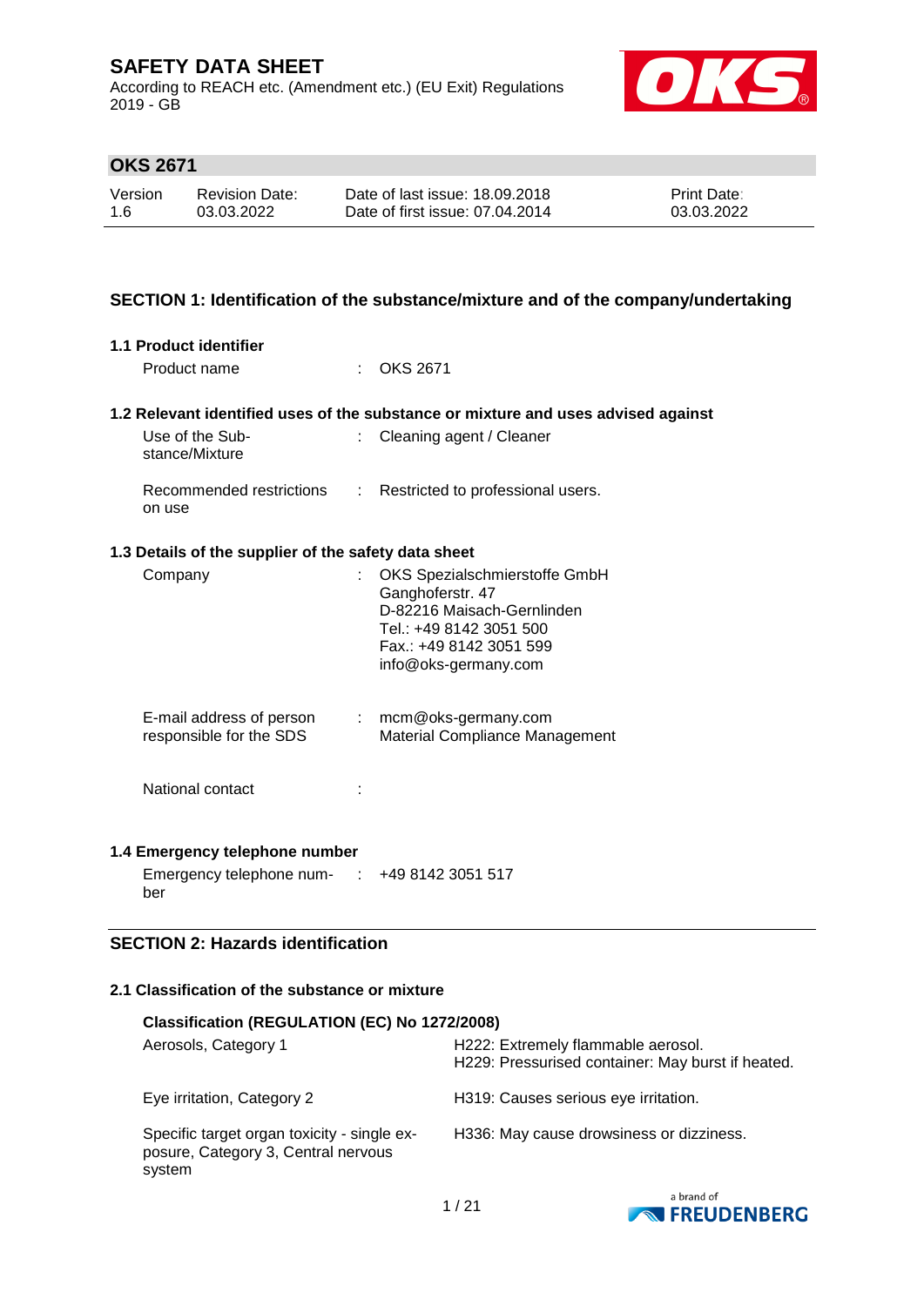# SAFETY DATA SHEET

According to REACH etc. (Amendment etc.) (EU Exit) Regulations 2019 - GB

## OKS 2671

| Version | Revision Date: | Date of last issue: 18.09.2018 | Print Date: |
|---|---|---|---|
| 1.6 | 03.03.2022 | Date of first issue: 07.04.2014 | 03.03.2022 |

## SECTION 1: Identification of the substance/mixture and of the company/undertaking

### 1.1 Product identifier

Product name : OKS 2671

### 1.2 Relevant identified uses of the substance or mixture and uses advised against

Use of the Substance/Mixture : Cleaning agent / Cleaner

Recommended restrictions on use : Restricted to professional users.

### 1.3 Details of the supplier of the safety data sheet

Company : OKS Spezialschmierstoffe GmbH
Ganghoferstr. 47
D-82216 Maisach-Gernlinden
Tel.: +49 8142 3051 500
Fax.: +49 8142 3051 599
info@oks-germany.com

E-mail address of person responsible for the SDS : mcm@oks-germany.com
Material Compliance Management

National contact :

### 1.4 Emergency telephone number

Emergency telephone number : +49 8142 3051 517

## SECTION 2: Hazards identification

### 2.1 Classification of the substance or mixture

**Classification (REGULATION (EC) No 1272/2008)**

| | |
|---|---|
| Aerosols, Category 1 | H222: Extremely flammable aerosol.<br>H229: Pressurised container: May burst if heated. |
| Eye irritation, Category 2 | H319: Causes serious eye irritation. |
| Specific target organ toxicity - single exposure, Category 3, Central nervous system | H336: May cause drowsiness or dizziness. |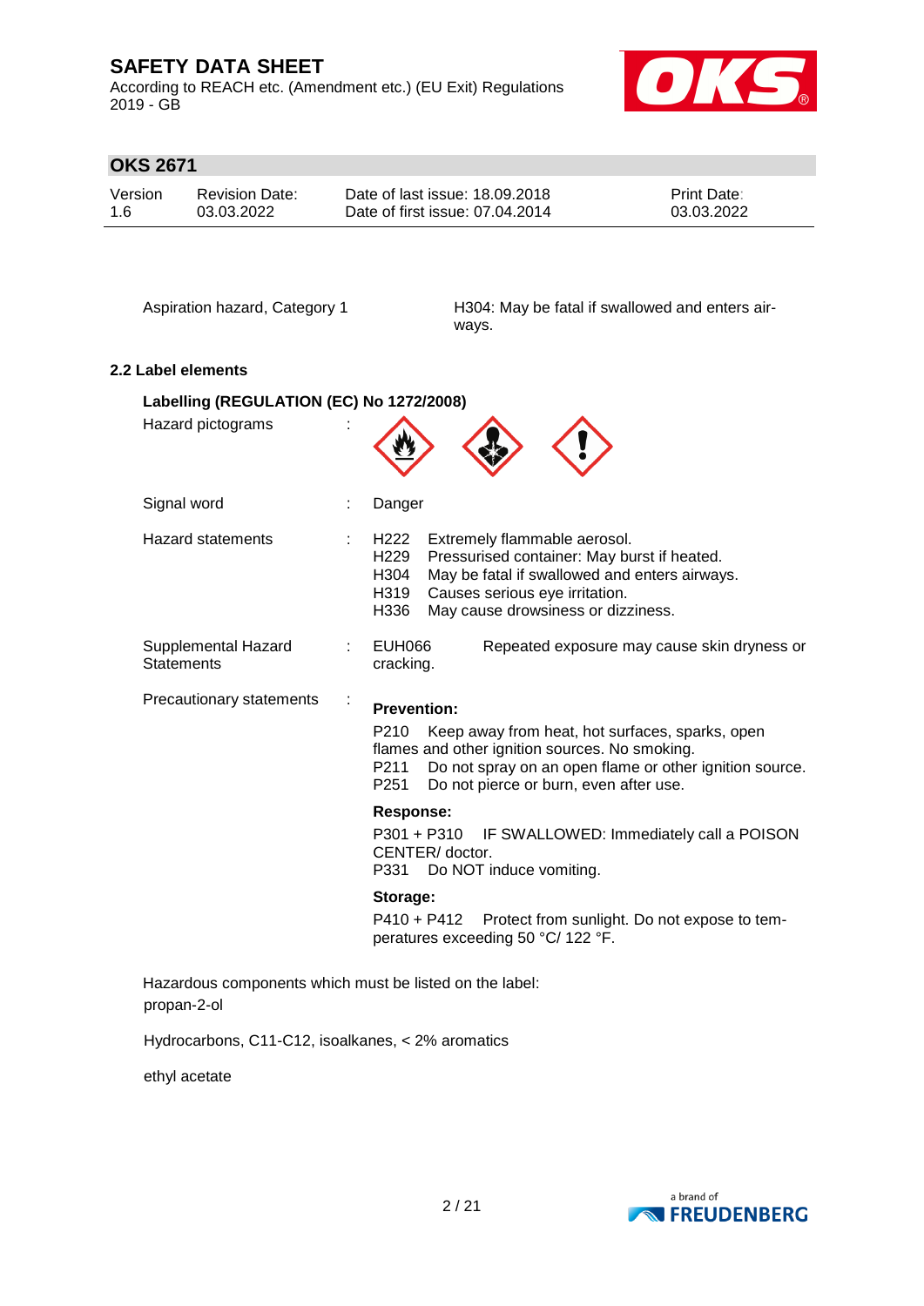| | |
|---|---|
| Aspiration hazard, Category 1 | H304: May be fatal if swallowed and enters airways. |

### 2.2 Label elements

**Labelling (REGULATION (EC) No 1272/2008)**

Hazard pictograms :

Signal word : Danger

Hazard statements :
- H222 Extremely flammable aerosol.
- H229 Pressurised container: May burst if heated.
- H304 May be fatal if swallowed and enters airways.
- H319 Causes serious eye irritation.
- H336 May cause drowsiness or dizziness.

Supplemental Hazard Statements : EUH066 Repeated exposure may cause skin dryness or cracking.

Precautionary statements :

**Prevention:**

P210 Keep away from heat, hot surfaces, sparks, open flames and other ignition sources. No smoking.
P211 Do not spray on an open flame or other ignition source.
P251 Do not pierce or burn, even after use.

**Response:**

P301 + P310 IF SWALLOWED: Immediately call a POISON CENTER/ doctor.
P331 Do NOT induce vomiting.

**Storage:**

P410 + P412 Protect from sunlight. Do not expose to temperatures exceeding 50 °C/ 122 °F.

Hazardous components which must be listed on the label:
propan-2-ol

Hydrocarbons, C11-C12, isoalkanes, < 2% aromatics

ethyl acetate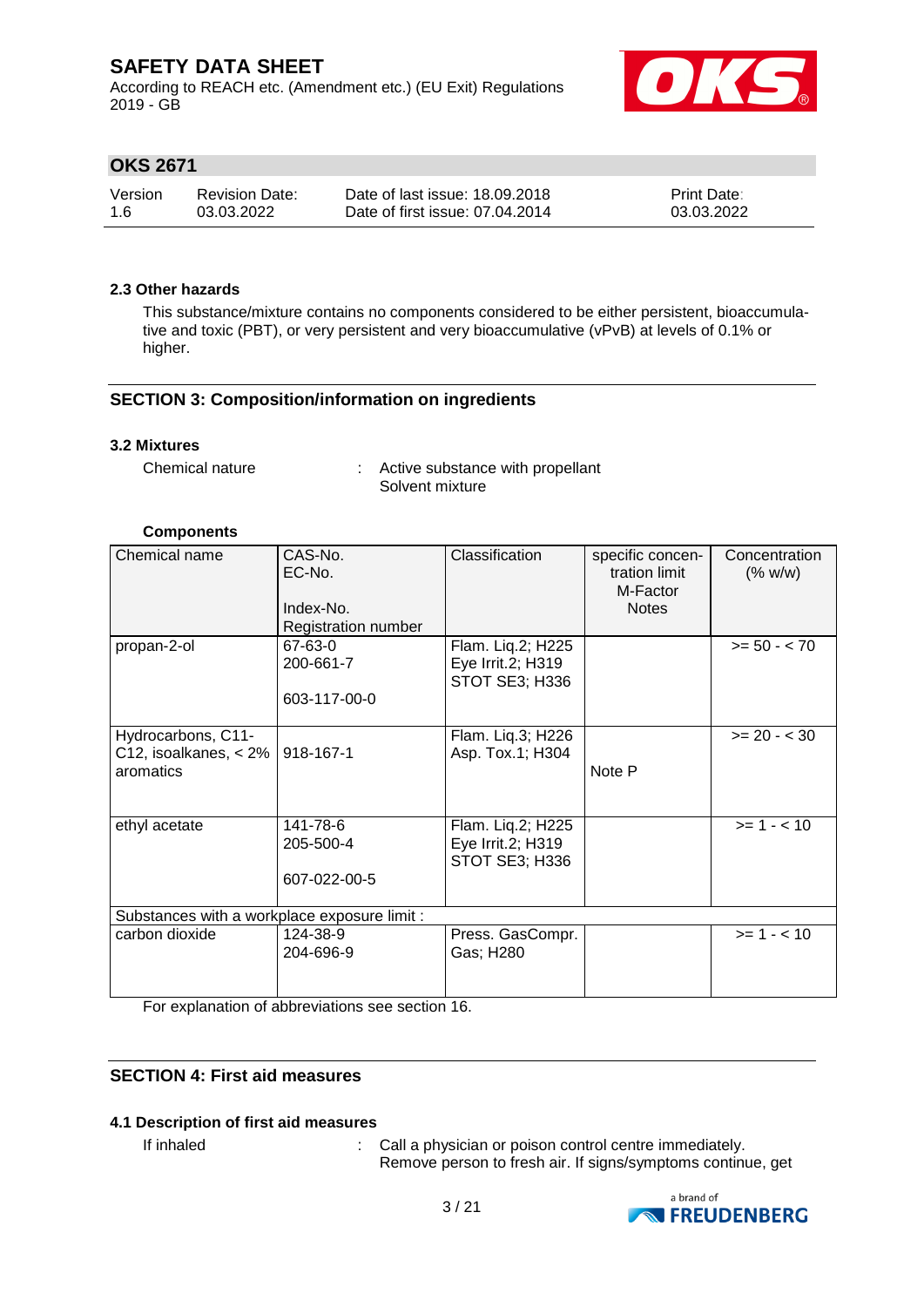#### 2.3 Other hazards

This substance/mixture contains no components considered to be either persistent, bioaccumulative and toxic (PBT), or very persistent and very bioaccumulative (vPvB) at levels of 0.1% or higher.

## SECTION 3: Composition/information on ingredients

#### 3.2 Mixtures

Chemical nature : Active substance with propellant
Solvent mixture

**Components**

| Chemical name | CAS-No.<br>EC-No.<br><br>Index-No.<br>Registration number | Classification | specific concentration limit<br>M-Factor<br>Notes | Concentration (% w/w) |
|---|---|---|---|---|
| propan-2-ol | 67-63-0<br>200-661-7<br><br>603-117-00-0 | Flam. Liq.2; H225<br>Eye Irrit.2; H319<br>STOT SE3; H336 | | >= 50 - < 70 |
| Hydrocarbons, C11-C12, isoalkanes, < 2% aromatics | 918-167-1 | Flam. Liq.3; H226<br>Asp. Tox.1; H304 | Note P | >= 20 - < 30 |
| ethyl acetate | 141-78-6<br>205-500-4<br><br>607-022-00-5 | Flam. Liq.2; H225<br>Eye Irrit.2; H319<br>STOT SE3; H336 | | >= 1 - < 10 |
| Substances with a workplace exposure limit : | | | | |
| carbon dioxide | 124-38-9<br>204-696-9 | Press. GasCompr. Gas; H280 | | >= 1 - < 10 |

For explanation of abbreviations see section 16.

## SECTION 4: First aid measures

#### 4.1 Description of first aid measures

If inhaled : Call a physician or poison control centre immediately.
Remove person to fresh air. If signs/symptoms continue, get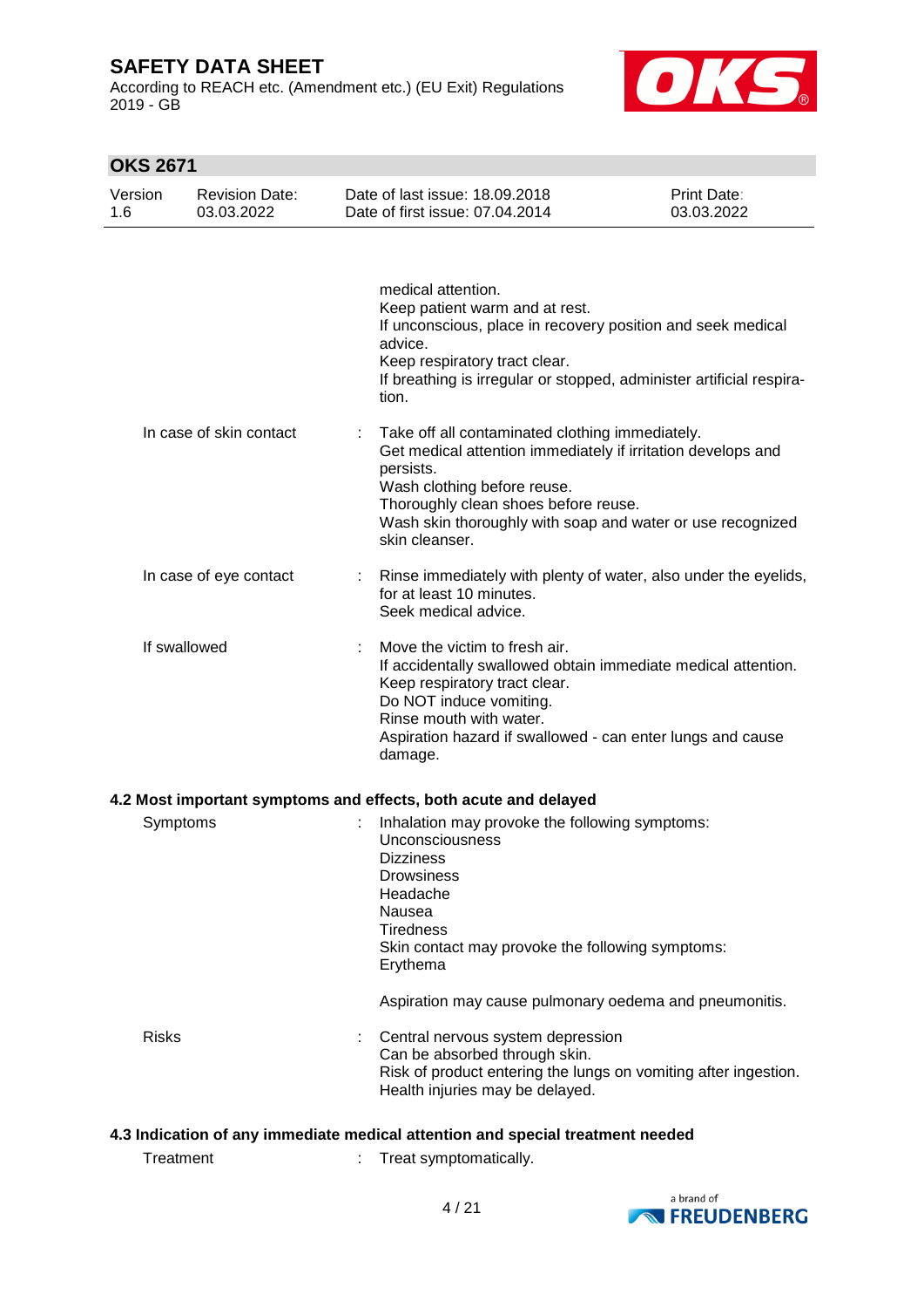medical attention.
Keep patient warm and at rest.
If unconscious, place in recovery position and seek medical advice.
Keep respiratory tract clear.
If breathing is irregular or stopped, administer artificial respiration.

| | | |
|---|---|---|
| In case of skin contact | : | Take off all contaminated clothing immediately.<br>Get medical attention immediately if irritation develops and persists.<br>Wash clothing before reuse.<br>Thoroughly clean shoes before reuse.<br>Wash skin thoroughly with soap and water or use recognized skin cleanser. |
| In case of eye contact | : | Rinse immediately with plenty of water, also under the eyelids, for at least 10 minutes.<br>Seek medical advice. |
| If swallowed | : | Move the victim to fresh air.<br>If accidentally swallowed obtain immediate medical attention.<br>Keep respiratory tract clear.<br>Do NOT induce vomiting.<br>Rinse mouth with water.<br>Aspiration hazard if swallowed - can enter lungs and cause damage. |

### 4.2 Most important symptoms and effects, both acute and delayed

| | | |
|---|---|---|
| Symptoms | : | Inhalation may provoke the following symptoms:<br>Unconsciousness<br>Dizziness<br>Drowsiness<br>Headache<br>Nausea<br>Tiredness<br>Skin contact may provoke the following symptoms:<br>Erythema<br><br>Aspiration may cause pulmonary oedema and pneumonitis. |
| Risks | : | Central nervous system depression<br>Can be absorbed through skin.<br>Risk of product entering the lungs on vomiting after ingestion.<br>Health injuries may be delayed. |

### 4.3 Indication of any immediate medical attention and special treatment needed

| | | |
|---|---|---|
| Treatment | : | Treat symptomatically. |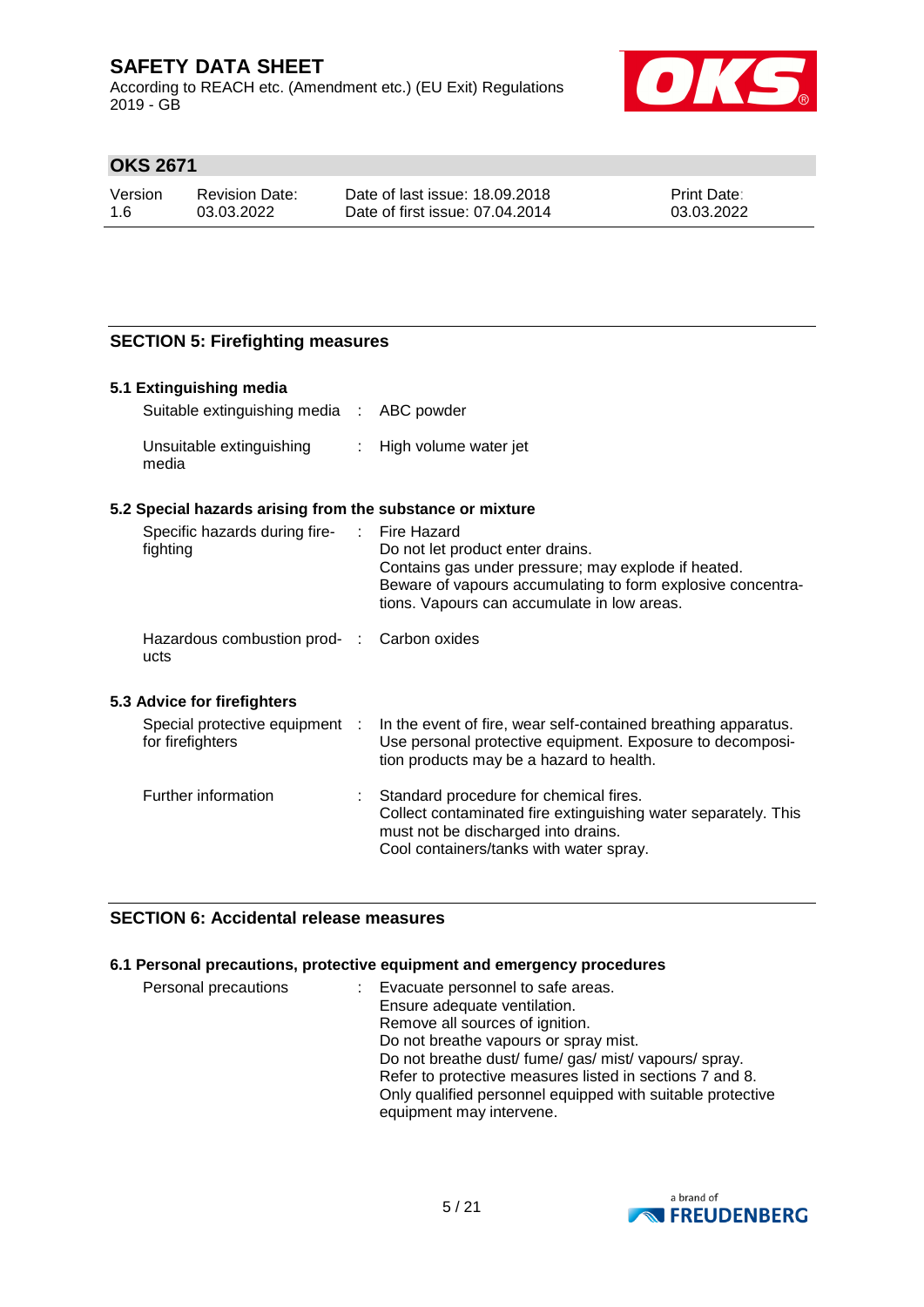## SECTION 5: Firefighting measures

### 5.1 Extinguishing media

| | | |
|---|---|---|
| Suitable extinguishing media | : | ABC powder |
| Unsuitable extinguishing media | : | High volume water jet |

### 5.2 Special hazards arising from the substance or mixture

| | | |
|---|---|---|
| Specific hazards during fire-fighting | : | Fire Hazard<br>Do not let product enter drains.<br>Contains gas under pressure; may explode if heated.<br>Beware of vapours accumulating to form explosive concentrations. Vapours can accumulate in low areas. |
| Hazardous combustion products | : | Carbon oxides |

### 5.3 Advice for firefighters

| | | |
|---|---|---|
| Special protective equipment for firefighters | : | In the event of fire, wear self-contained breathing apparatus.<br>Use personal protective equipment. Exposure to decomposition products may be a hazard to health. |
| Further information | : | Standard procedure for chemical fires.<br>Collect contaminated fire extinguishing water separately. This must not be discharged into drains.<br>Cool containers/tanks with water spray. |

## SECTION 6: Accidental release measures

### 6.1 Personal precautions, protective equipment and emergency procedures

| | | |
|---|---|---|
| Personal precautions | : | Evacuate personnel to safe areas.<br>Ensure adequate ventilation.<br>Remove all sources of ignition.<br>Do not breathe vapours or spray mist.<br>Do not breathe dust/ fume/ gas/ mist/ vapours/ spray.<br>Refer to protective measures listed in sections 7 and 8.<br>Only qualified personnel equipped with suitable protective equipment may intervene. |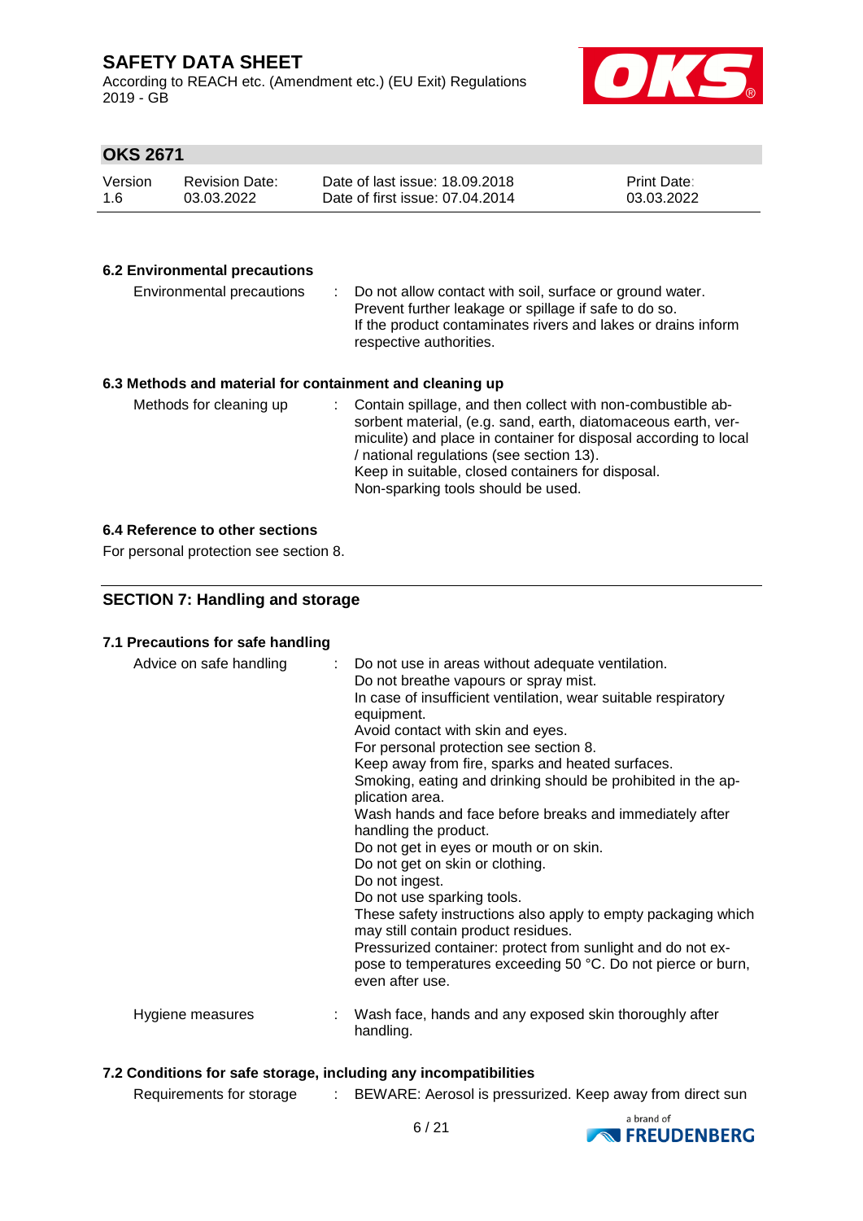### 6.2 Environmental precautions

| | |
|---|---|
| Environmental precautions | : Do not allow contact with soil, surface or ground water.<br>Prevent further leakage or spillage if safe to do so.<br>If the product contaminates rivers and lakes or drains inform respective authorities. |

### 6.3 Methods and material for containment and cleaning up

| | |
|---|---|
| Methods for cleaning up | : Contain spillage, and then collect with non-combustible absorbent material, (e.g. sand, earth, diatomaceous earth, vermiculite) and place in container for disposal according to local / national regulations (see section 13).<br>Keep in suitable, closed containers for disposal.<br>Non-sparking tools should be used. |

### 6.4 Reference to other sections

For personal protection see section 8.

## SECTION 7: Handling and storage

### 7.1 Precautions for safe handling

| | |
|---|---|
| Advice on safe handling | : Do not use in areas without adequate ventilation.<br>Do not breathe vapours or spray mist.<br>In case of insufficient ventilation, wear suitable respiratory equipment.<br>Avoid contact with skin and eyes.<br>For personal protection see section 8.<br>Keep away from fire, sparks and heated surfaces.<br>Smoking, eating and drinking should be prohibited in the application area.<br>Wash hands and face before breaks and immediately after handling the product.<br>Do not get in eyes or mouth or on skin.<br>Do not get on skin or clothing.<br>Do not ingest.<br>Do not use sparking tools.<br>These safety instructions also apply to empty packaging which may still contain product residues.<br>Pressurized container: protect from sunlight and do not expose to temperatures exceeding 50 °C. Do not pierce or burn, even after use. |
| Hygiene measures | : Wash face, hands and any exposed skin thoroughly after handling. |

### 7.2 Conditions for safe storage, including any incompatibilities

| | |
|---|---|
| Requirements for storage | : BEWARE: Aerosol is pressurized. Keep away from direct sun |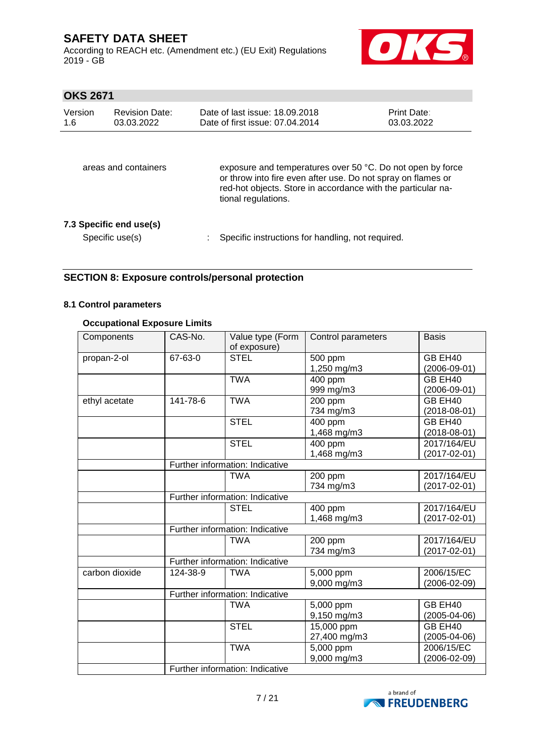| | |
|---|---|
| areas and containers | exposure and temperatures over 50 °C. Do not open by force or throw into fire even after use. Do not spray on flames or red-hot objects. Store in accordance with the particular national regulations. |

### 7.3 Specific end use(s)

Specific use(s) : Specific instructions for handling, not required.

## SECTION 8: Exposure controls/personal protection

### 8.1 Control parameters

**Occupational Exposure Limits**

| Components | CAS-No. | Value type (Form of exposure) | Control parameters | Basis |
|---|---|---|---|---|
| propan-2-ol | 67-63-0 | STEL | 500 ppm<br>1,250 mg/m3 | GB EH40 (2006-09-01) |
| | | TWA | 400 ppm<br>999 mg/m3 | GB EH40 (2006-09-01) |
| ethyl acetate | 141-78-6 | TWA | 200 ppm<br>734 mg/m3 | GB EH40 (2018-08-01) |
| | | STEL | 400 ppm<br>1,468 mg/m3 | GB EH40 (2018-08-01) |
| | | STEL | 400 ppm<br>1,468 mg/m3 | 2017/164/EU (2017-02-01) |
| | Further information: Indicative | | | |
| | | TWA | 200 ppm<br>734 mg/m3 | 2017/164/EU (2017-02-01) |
| | Further information: Indicative | | | |
| | | STEL | 400 ppm<br>1,468 mg/m3 | 2017/164/EU (2017-02-01) |
| | Further information: Indicative | | | |
| | | TWA | 200 ppm<br>734 mg/m3 | 2017/164/EU (2017-02-01) |
| | Further information: Indicative | | | |
| carbon dioxide | 124-38-9 | TWA | 5,000 ppm<br>9,000 mg/m3 | 2006/15/EC (2006-02-09) |
| | Further information: Indicative | | | |
| | | TWA | 5,000 ppm<br>9,150 mg/m3 | GB EH40 (2005-04-06) |
| | | STEL | 15,000 ppm<br>27,400 mg/m3 | GB EH40 (2005-04-06) |
| | | TWA | 5,000 ppm<br>9,000 mg/m3 | 2006/15/EC (2006-02-09) |
| | Further information: Indicative | | | |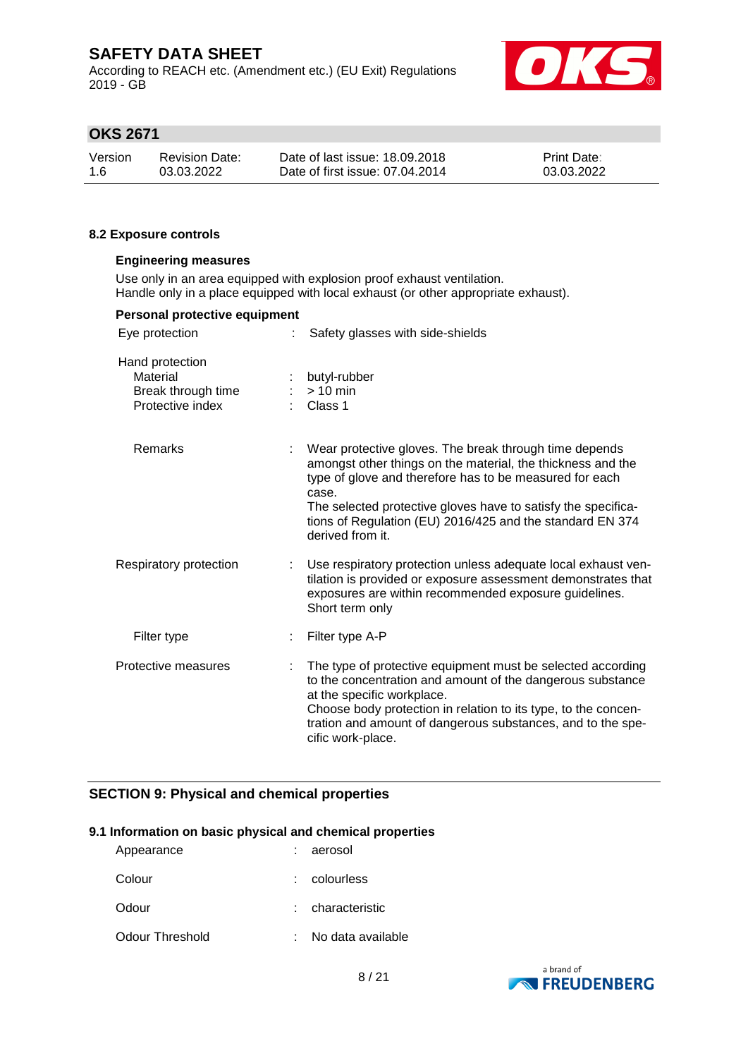### 8.2 Exposure controls

**Engineering measures**

Use only in an area equipped with explosion proof exhaust ventilation.
Handle only in a place equipped with local exhaust (or other appropriate exhaust).

**Personal protective equipment**

| | | |
|---|---|---|
| Eye protection | : | Safety glasses with side-shields |
| Hand protection | | |
| Material | : | butyl-rubber |
| Break through time | : | > 10 min |
| Protective index | : | Class 1 |
| Remarks | : | Wear protective gloves. The break through time depends amongst other things on the material, the thickness and the type of glove and therefore has to be measured for each case.<br>The selected protective gloves have to satisfy the specifications of Regulation (EU) 2016/425 and the standard EN 374 derived from it. |
| Respiratory protection | : | Use respiratory protection unless adequate local exhaust ventilation is provided or exposure assessment demonstrates that exposures are within recommended exposure guidelines.<br>Short term only |
| Filter type | : | Filter type A-P |
| Protective measures | : | The type of protective equipment must be selected according to the concentration and amount of the dangerous substance at the specific workplace.<br>Choose body protection in relation to its type, to the concentration and amount of dangerous substances, and to the specific work-place. |

## SECTION 9: Physical and chemical properties

### 9.1 Information on basic physical and chemical properties

| | | |
|---|---|---|
| Appearance | : | aerosol |
| Colour | : | colourless |
| Odour | : | characteristic |
| Odour Threshold | : | No data available |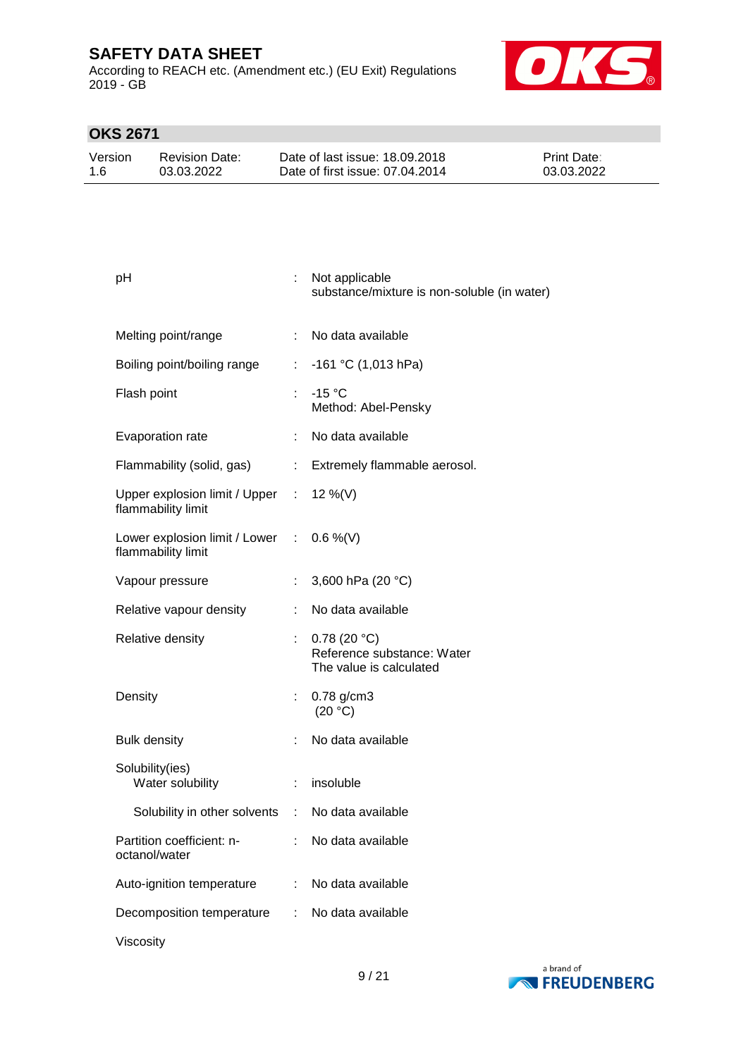| Property | | Value |
|---|---|---|
| pH | : | Not applicable<br>substance/mixture is non-soluble (in water) |
| Melting point/range | : | No data available |
| Boiling point/boiling range | : | -161 °C (1,013 hPa) |
| Flash point | : | -15 °C<br>Method: Abel-Pensky |
| Evaporation rate | : | No data available |
| Flammability (solid, gas) | : | Extremely flammable aerosol. |
| Upper explosion limit / Upper flammability limit | : | 12 %(V) |
| Lower explosion limit / Lower flammability limit | : | 0.6 %(V) |
| Vapour pressure | : | 3,600 hPa (20 °C) |
| Relative vapour density | : | No data available |
| Relative density | : | 0.78 (20 °C)<br>Reference substance: Water<br>The value is calculated |
| Density | : | 0.78 g/cm3<br>(20 °C) |
| Bulk density | : | No data available |
| Solubility(ies)<br>Water solubility | : | insoluble |
| Solubility in other solvents | : | No data available |
| Partition coefficient: n-octanol/water | : | No data available |
| Auto-ignition temperature | : | No data available |
| Decomposition temperature | : | No data available |
| Viscosity | | |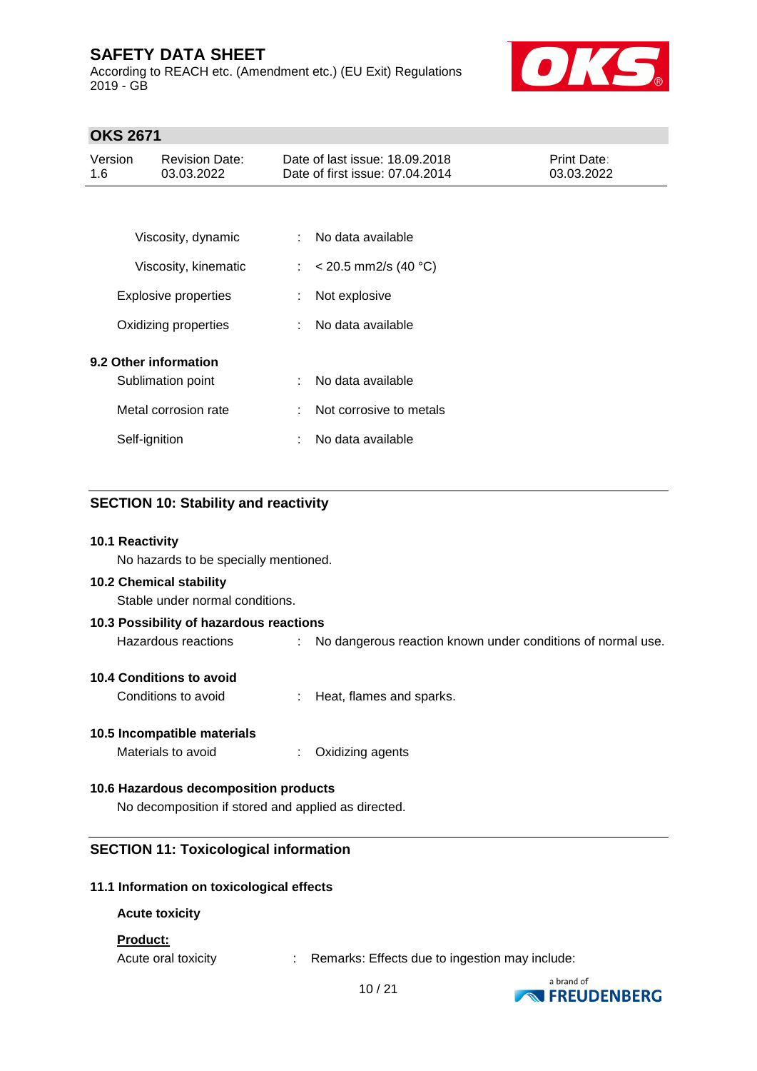| | | |
|---|---|---|
| Viscosity, dynamic | : | No data available |
| Viscosity, kinematic | : | < 20.5 mm2/s (40 °C) |
| Explosive properties | : | Not explosive |
| Oxidizing properties | : | No data available |

**9.2 Other information**

| | | |
|---|---|---|
| Sublimation point | : | No data available |
| Metal corrosion rate | : | Not corrosive to metals |
| Self-ignition | : | No data available |

## SECTION 10: Stability and reactivity

**10.1 Reactivity**

No hazards to be specially mentioned.

**10.2 Chemical stability**

Stable under normal conditions.

**10.3 Possibility of hazardous reactions**

Hazardous reactions : No dangerous reaction known under conditions of normal use.

**10.4 Conditions to avoid**

Conditions to avoid : Heat, flames and sparks.

**10.5 Incompatible materials**

Materials to avoid : Oxidizing agents

**10.6 Hazardous decomposition products**

No decomposition if stored and applied as directed.

## SECTION 11: Toxicological information

**11.1 Information on toxicological effects**

**Acute toxicity**

**Product:**

Acute oral toxicity : Remarks: Effects due to ingestion may include: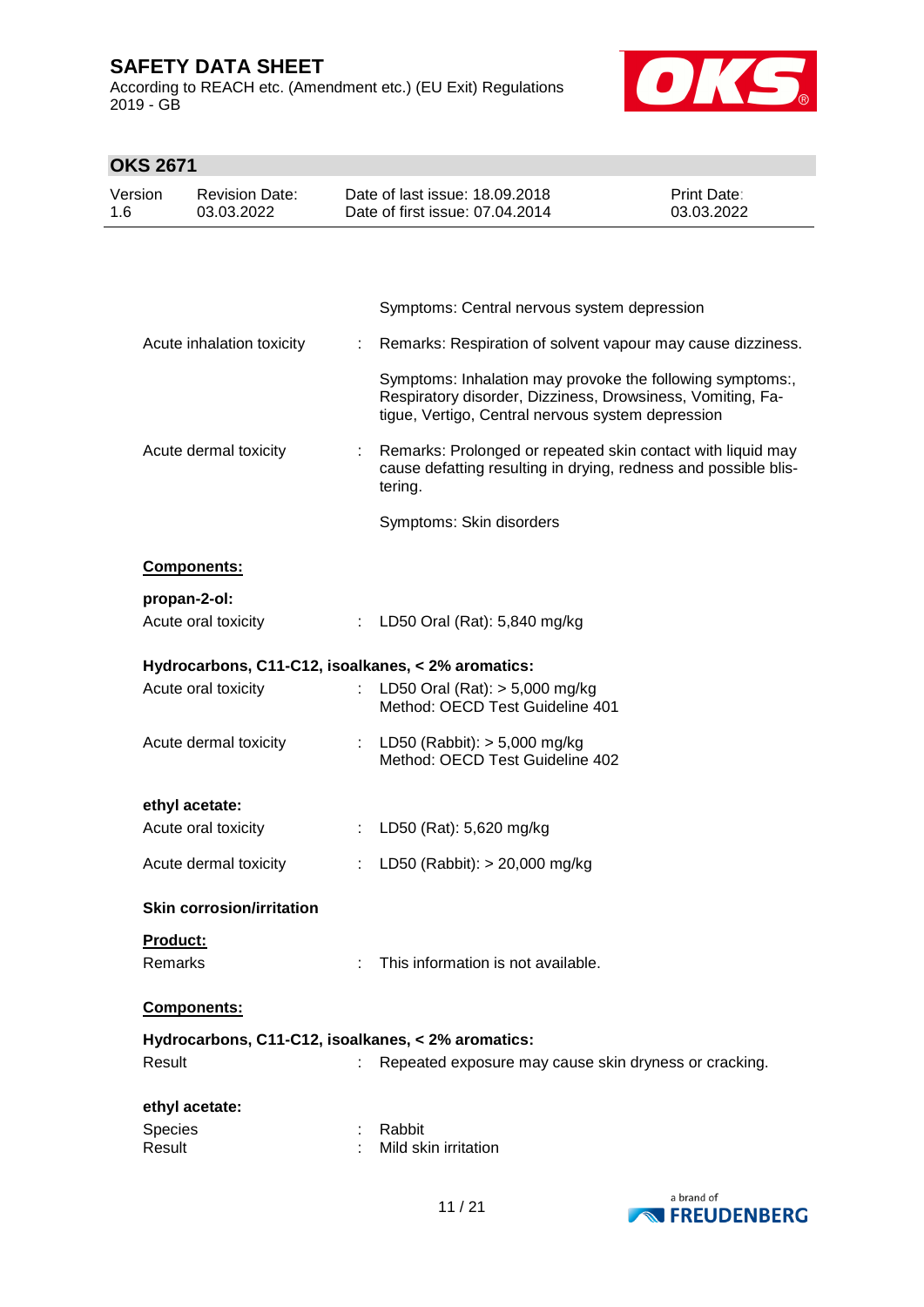Symptoms: Central nervous system depression

Acute inhalation toxicity : Remarks: Respiration of solvent vapour may cause dizziness.

Symptoms: Inhalation may provoke the following symptoms:, Respiratory disorder, Dizziness, Drowsiness, Vomiting, Fatigue, Vertigo, Central nervous system depression

Acute dermal toxicity : Remarks: Prolonged or repeated skin contact with liquid may cause defatting resulting in drying, redness and possible blistering.

Symptoms: Skin disorders

**Components:**

**propan-2-ol:**

Acute oral toxicity : LD50 Oral (Rat): 5,840 mg/kg

**Hydrocarbons, C11-C12, isoalkanes, < 2% aromatics:**

Acute oral toxicity : LD50 Oral (Rat): > 5,000 mg/kg
Method: OECD Test Guideline 401

Acute dermal toxicity : LD50 (Rabbit): > 5,000 mg/kg
Method: OECD Test Guideline 402

**ethyl acetate:**

Acute oral toxicity : LD50 (Rat): 5,620 mg/kg

Acute dermal toxicity : LD50 (Rabbit): > 20,000 mg/kg

**Skin corrosion/irritation**

**Product:**

Remarks : This information is not available.

**Components:**

**Hydrocarbons, C11-C12, isoalkanes, < 2% aromatics:**

Result : Repeated exposure may cause skin dryness or cracking.

**ethyl acetate:**

Species : Rabbit
Result : Mild skin irritation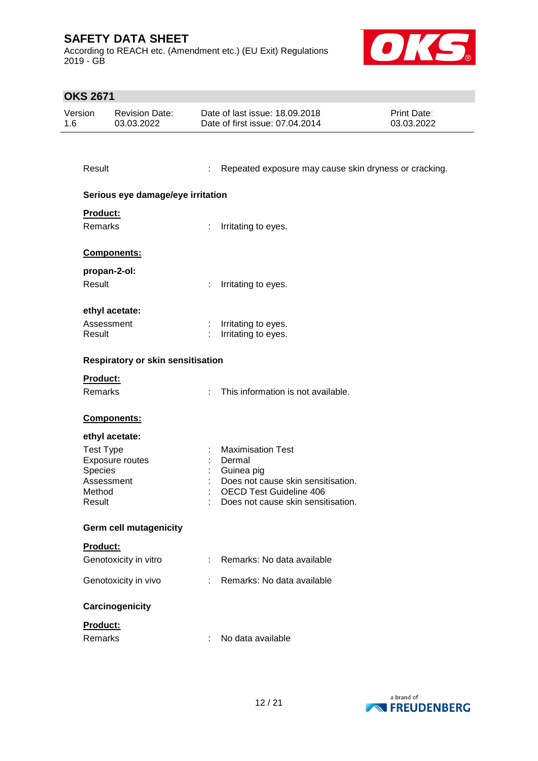| | | |
|---|---|---|
| Result | : | Repeated exposure may cause skin dryness or cracking. |

**Serious eye damage/eye irritation**

**Product:**

| | | |
|---|---|---|
| Remarks | : | Irritating to eyes. |

**Components:**

**propan-2-ol:**

| | | |
|---|---|---|
| Result | : | Irritating to eyes. |

**ethyl acetate:**

| | | |
|---|---|---|
| Assessment | : | Irritating to eyes. |
| Result | : | Irritating to eyes. |

**Respiratory or skin sensitisation**

**Product:**

| | | |
|---|---|---|
| Remarks | : | This information is not available. |

**Components:**

**ethyl acetate:**

| | | |
|---|---|---|
| Test Type | : | Maximisation Test |
| Exposure routes | : | Dermal |
| Species | : | Guinea pig |
| Assessment | : | Does not cause skin sensitisation. |
| Method | : | OECD Test Guideline 406 |
| Result | : | Does not cause skin sensitisation. |

**Germ cell mutagenicity**

**Product:**

| | | |
|---|---|---|
| Genotoxicity in vitro | : | Remarks: No data available |
| Genotoxicity in vivo | : | Remarks: No data available |

**Carcinogenicity**

**Product:**

| | | |
|---|---|---|
| Remarks | : | No data available |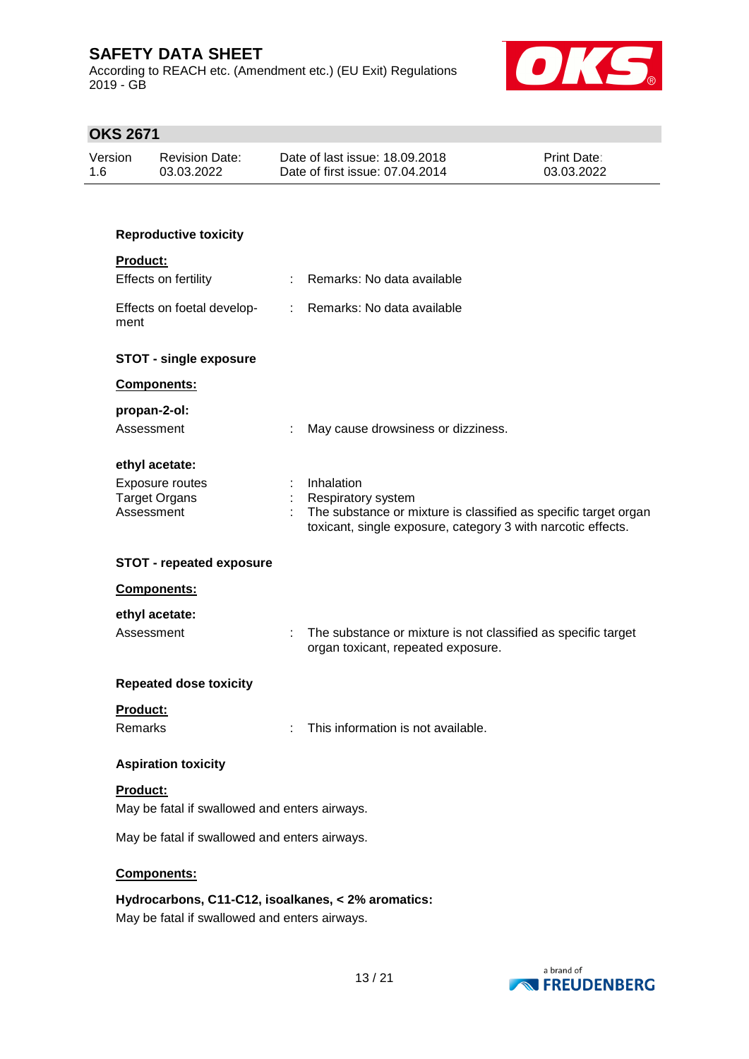**Reproductive toxicity**

**Product:**

| | | |
|---|---|---|
| Effects on fertility | : | Remarks: No data available |
| Effects on foetal development | : | Remarks: No data available |

**STOT - single exposure**

**Components:**

**propan-2-ol:**

| | | |
|---|---|---|
| Assessment | : | May cause drowsiness or dizziness. |

**ethyl acetate:**

| | | |
|---|---|---|
| Exposure routes | : | Inhalation |
| Target Organs | : | Respiratory system |
| Assessment | : | The substance or mixture is classified as specific target organ toxicant, single exposure, category 3 with narcotic effects. |

**STOT - repeated exposure**

**Components:**

**ethyl acetate:**

| | | |
|---|---|---|
| Assessment | : | The substance or mixture is not classified as specific target organ toxicant, repeated exposure. |

**Repeated dose toxicity**

**Product:**

| | | |
|---|---|---|
| Remarks | : | This information is not available. |

**Aspiration toxicity**

**Product:**

May be fatal if swallowed and enters airways.

May be fatal if swallowed and enters airways.

**Components:**

**Hydrocarbons, C11-C12, isoalkanes, < 2% aromatics:**

May be fatal if swallowed and enters airways.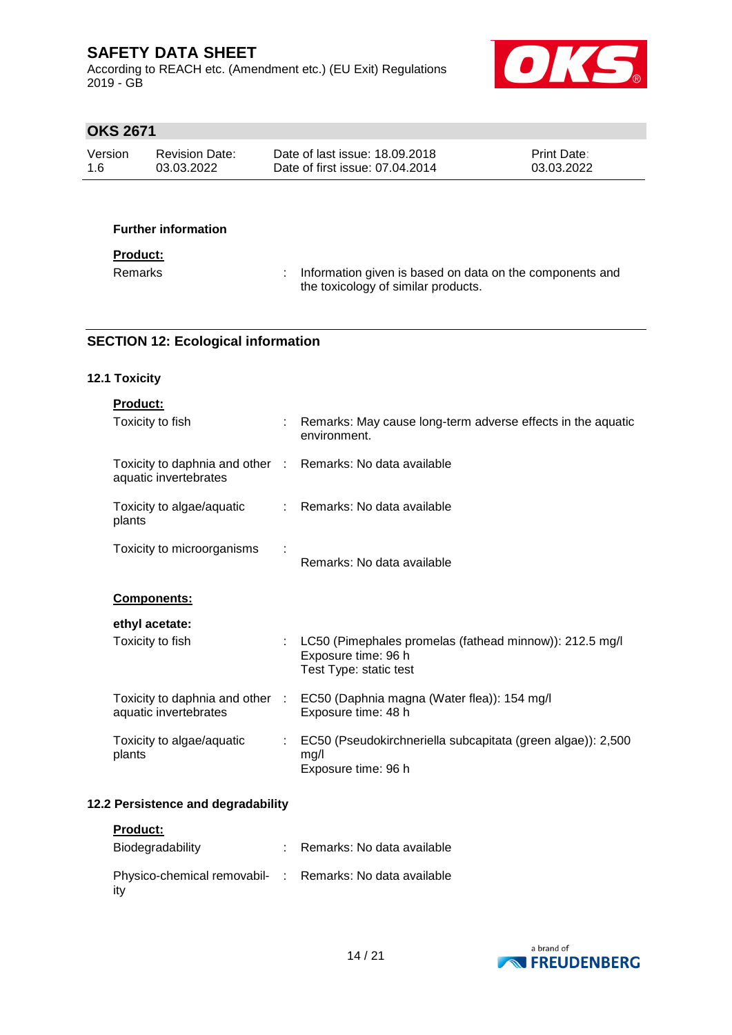**Further information**

**Product:**

Remarks : Information given is based on data on the components and the toxicology of similar products.

## SECTION 12: Ecological information

### 12.1 Toxicity

**Product:**

Toxicity to fish : Remarks: May cause long-term adverse effects in the aquatic environment.

Toxicity to daphnia and other aquatic invertebrates : Remarks: No data available

Toxicity to algae/aquatic plants : Remarks: No data available

Toxicity to microorganisms : Remarks: No data available

**Components:**

**ethyl acetate:**

Toxicity to fish : LC50 (Pimephales promelas (fathead minnow)): 212.5 mg/l
Exposure time: 96 h
Test Type: static test

Toxicity to daphnia and other aquatic invertebrates : EC50 (Daphnia magna (Water flea)): 154 mg/l
Exposure time: 48 h

Toxicity to algae/aquatic plants : EC50 (Pseudokirchneriella subcapitata (green algae)): 2,500 mg/l
Exposure time: 96 h

### 12.2 Persistence and degradability

**Product:**

Biodegradability : Remarks: No data available

Physico-chemical removability : Remarks: No data available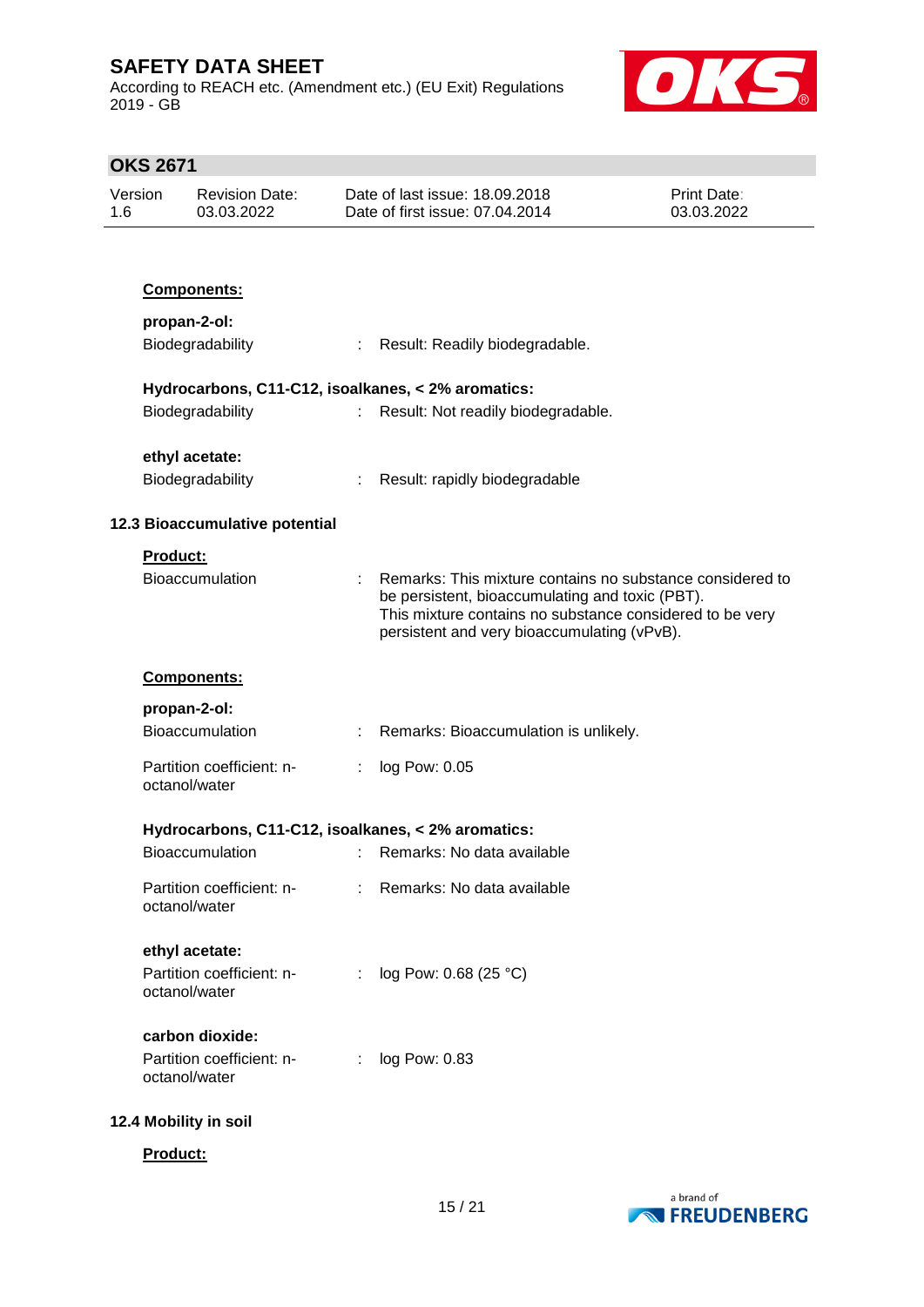**Components:**

**propan-2-ol:**

Biodegradability : Result: Readily biodegradable.

**Hydrocarbons, C11-C12, isoalkanes, < 2% aromatics:**

Biodegradability : Result: Not readily biodegradable.

**ethyl acetate:**

Biodegradability : Result: rapidly biodegradable

### 12.3 Bioaccumulative potential

**Product:**

Bioaccumulation : Remarks: This mixture contains no substance considered to be persistent, bioaccumulating and toxic (PBT).
This mixture contains no substance considered to be very persistent and very bioaccumulating (vPvB).

**Components:**

**propan-2-ol:**

Bioaccumulation : Remarks: Bioaccumulation is unlikely.

Partition coefficient: n-octanol/water : log Pow: 0.05

**Hydrocarbons, C11-C12, isoalkanes, < 2% aromatics:**

Bioaccumulation : Remarks: No data available

Partition coefficient: n-octanol/water : Remarks: No data available

**ethyl acetate:**

Partition coefficient: n-octanol/water : log Pow: 0.68 (25 °C)

**carbon dioxide:**

Partition coefficient: n-octanol/water : log Pow: 0.83

### 12.4 Mobility in soil

**Product:**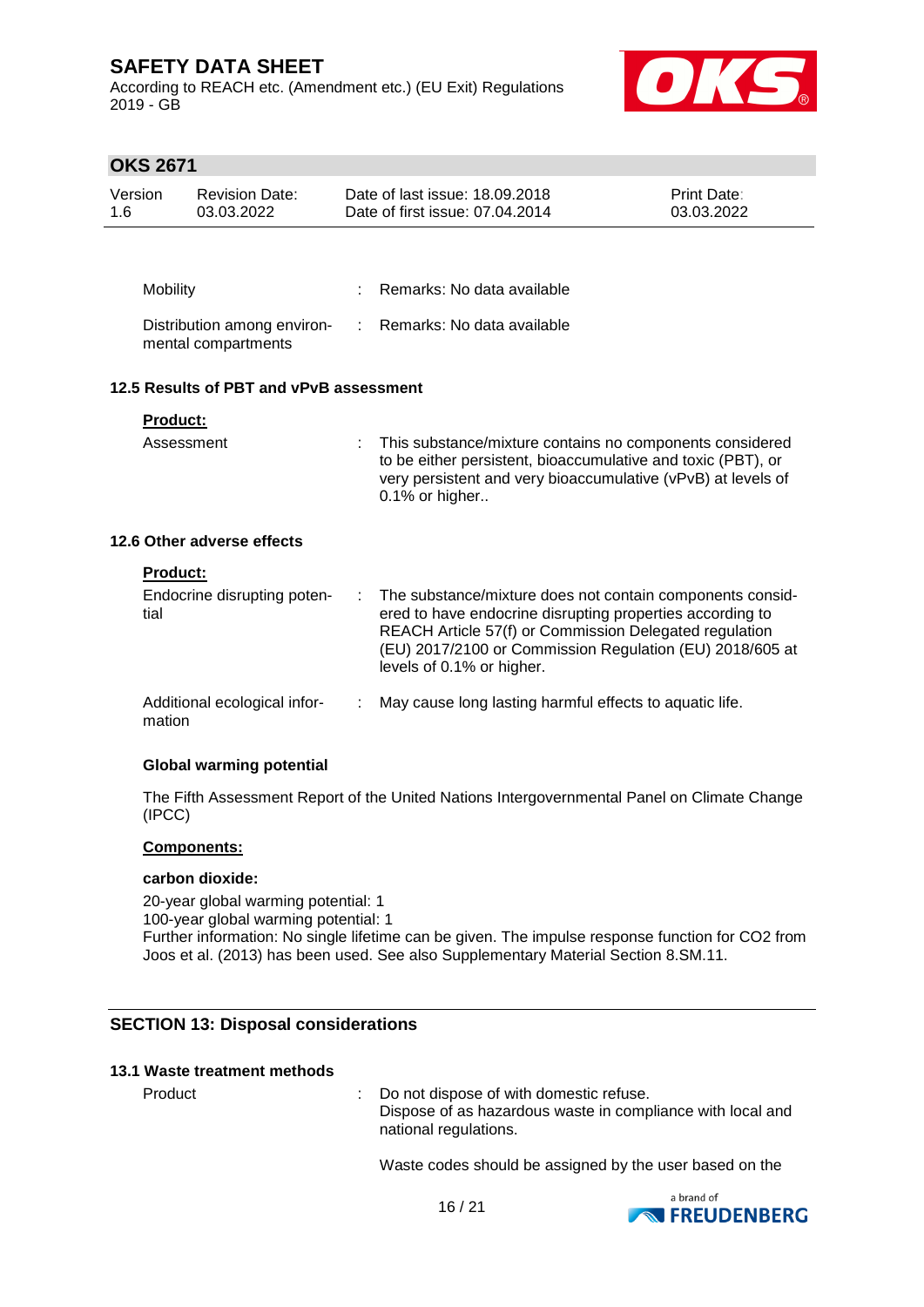| | | |
|---|---|---|
| Mobility | : | Remarks: No data available |
| Distribution among environmental compartments | : | Remarks: No data available |

### 12.5 Results of PBT and vPvB assessment

**Product:**

| | | |
|---|---|---|
| Assessment | : | This substance/mixture contains no components considered to be either persistent, bioaccumulative and toxic (PBT), or very persistent and very bioaccumulative (vPvB) at levels of 0.1% or higher.. |

### 12.6 Other adverse effects

**Product:**

| | | |
|---|---|---|
| Endocrine disrupting potential | : | The substance/mixture does not contain components considered to have endocrine disrupting properties according to REACH Article 57(f) or Commission Delegated regulation (EU) 2017/2100 or Commission Regulation (EU) 2018/605 at levels of 0.1% or higher. |
| Additional ecological information | : | May cause long lasting harmful effects to aquatic life. |

**Global warming potential**

The Fifth Assessment Report of the United Nations Intergovernmental Panel on Climate Change (IPCC)

**Components:**

**carbon dioxide:**

20-year global warming potential: 1
100-year global warming potential: 1
Further information: No single lifetime can be given. The impulse response function for CO2 from Joos et al. (2013) has been used. See also Supplementary Material Section 8.SM.11.

## SECTION 13: Disposal considerations

### 13.1 Waste treatment methods

| | | |
|---|---|---|
| Product | : | Do not dispose of with domestic refuse. Dispose of as hazardous waste in compliance with local and national regulations. |

Waste codes should be assigned by the user based on the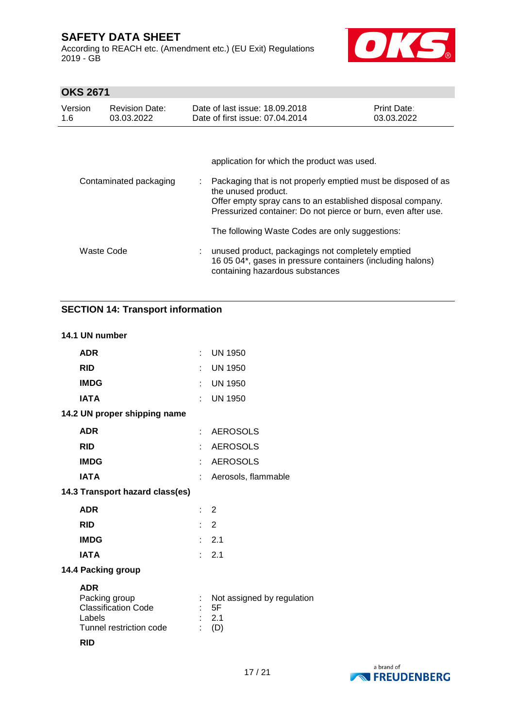application for which the product was used.

Contaminated packaging : Packaging that is not properly emptied must be disposed of as the unused product.
Offer empty spray cans to an established disposal company.
Pressurized container: Do not pierce or burn, even after use.

The following Waste Codes are only suggestions:

Waste Code : unused product, packagings not completely emptied
16 05 04*, gases in pressure containers (including halons) containing hazardous substances

## SECTION 14: Transport information

### 14.1 UN number

| | | |
|---|---|---|
| **ADR** | : | UN 1950 |
| **RID** | : | UN 1950 |
| **IMDG** | : | UN 1950 |
| **IATA** | : | UN 1950 |

### 14.2 UN proper shipping name

| | | |
|---|---|---|
| **ADR** | : | AEROSOLS |
| **RID** | : | AEROSOLS |
| **IMDG** | : | AEROSOLS |
| **IATA** | : | Aerosols, flammable |

### 14.3 Transport hazard class(es)

| | | |
|---|---|---|
| **ADR** | : | 2 |
| **RID** | : | 2 |
| **IMDG** | : | 2.1 |
| **IATA** | : | 2.1 |

### 14.4 Packing group

**ADR**

| | | |
|---|---|---|
| Packing group | : | Not assigned by regulation |
| Classification Code | : | 5F |
| Labels | : | 2.1 |
| Tunnel restriction code | : | (D) |

**RID**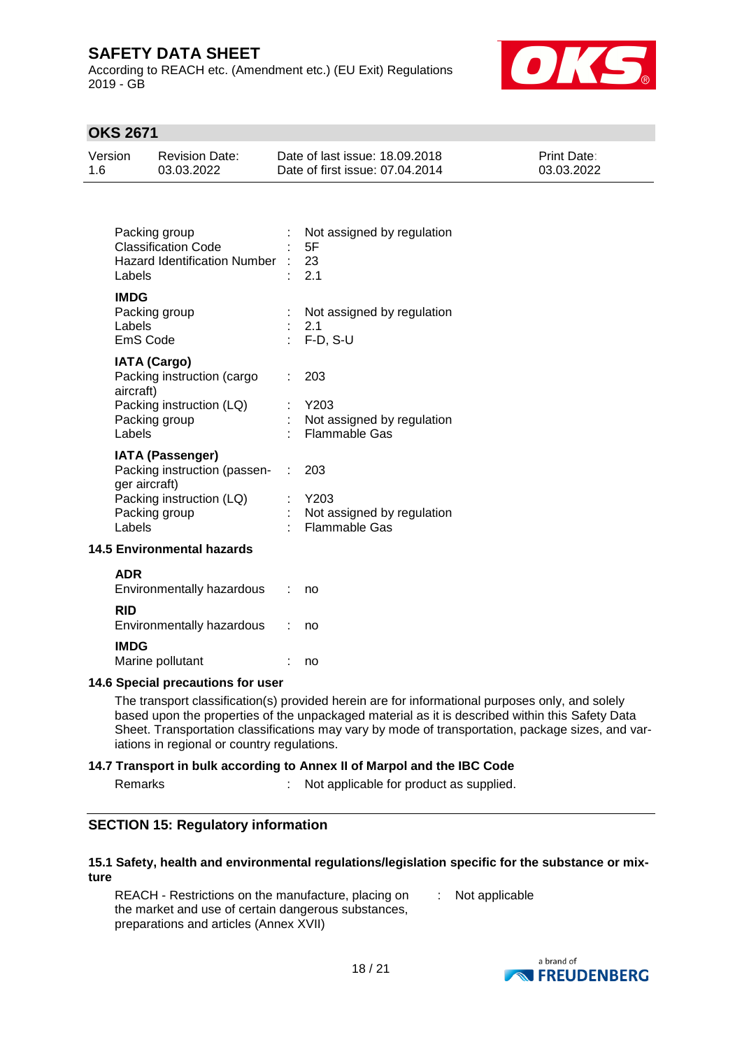| | | |
|---|---|---|
| Packing group | : | Not assigned by regulation |
| Classification Code | : | 5F |
| Hazard Identification Number | : | 23 |
| Labels | : | 2.1 |

**IMDG**

| | | |
|---|---|---|
| Packing group | : | Not assigned by regulation |
| Labels | : | 2.1 |
| EmS Code | : | F-D, S-U |

**IATA (Cargo)**

| | | |
|---|---|---|
| Packing instruction (cargo aircraft) | : | 203 |
| Packing instruction (LQ) | : | Y203 |
| Packing group | : | Not assigned by regulation |
| Labels | : | Flammable Gas |

**IATA (Passenger)**

| | | |
|---|---|---|
| Packing instruction (passenger aircraft) | : | 203 |
| Packing instruction (LQ) | : | Y203 |
| Packing group | : | Not assigned by regulation |
| Labels | : | Flammable Gas |

### 14.5 Environmental hazards

**ADR**

Environmentally hazardous : no

**RID**

Environmentally hazardous : no

**IMDG**

Marine pollutant : no

### 14.6 Special precautions for user

The transport classification(s) provided herein are for informational purposes only, and solely based upon the properties of the unpackaged material as it is described within this Safety Data Sheet. Transportation classifications may vary by mode of transportation, package sizes, and variations in regional or country regulations.

### 14.7 Transport in bulk according to Annex II of Marpol and the IBC Code

Remarks : Not applicable for product as supplied.

## SECTION 15: Regulatory information

### 15.1 Safety, health and environmental regulations/legislation specific for the substance or mixture

REACH - Restrictions on the manufacture, placing on the market and use of certain dangerous substances, preparations and articles (Annex XVII) : Not applicable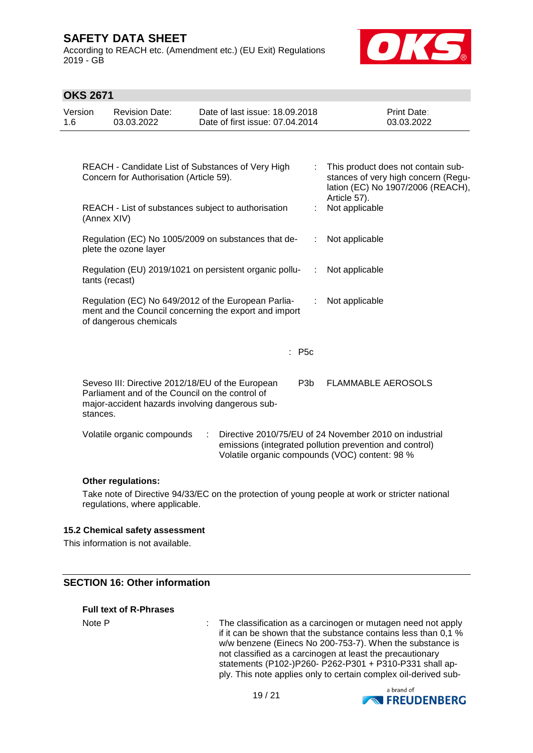| | | |
|---|---|---|
| REACH - Candidate List of Substances of Very High Concern for Authorisation (Article 59). | : | This product does not contain substances of very high concern (Regulation (EC) No 1907/2006 (REACH), Article 57). |
| REACH - List of substances subject to authorisation (Annex XIV) | : | Not applicable |
| Regulation (EC) No 1005/2009 on substances that deplete the ozone layer | : | Not applicable |
| Regulation (EU) 2019/1021 on persistent organic pollutants (recast) | : | Not applicable |
| Regulation (EC) No 649/2012 of the European Parliament and the Council concerning the export and import of dangerous chemicals | : | Not applicable |

: P5c

| | | |
|---|---|---|
| Seveso III: Directive 2012/18/EU of the European Parliament and of the Council on the control of major-accident hazards involving dangerous substances. | P3b | FLAMMABLE AEROSOLS |

Volatile organic compounds : Directive 2010/75/EU of 24 November 2010 on industrial emissions (integrated pollution prevention and control)
Volatile organic compounds (VOC) content: 98 %

**Other regulations:**

Take note of Directive 94/33/EC on the protection of young people at work or stricter national regulations, where applicable.

### 15.2 Chemical safety assessment

This information is not available.

## SECTION 16: Other information

**Full text of R-Phrases**

Note P : The classification as a carcinogen or mutagen need not apply if it can be shown that the substance contains less than 0,1 % w/w benzene (Einecs No 200-753-7). When the substance is not classified as a carcinogen at least the precautionary statements (P102-)P260- P262-P301 + P310-P331 shall apply. This note applies only to certain complex oil-derived sub-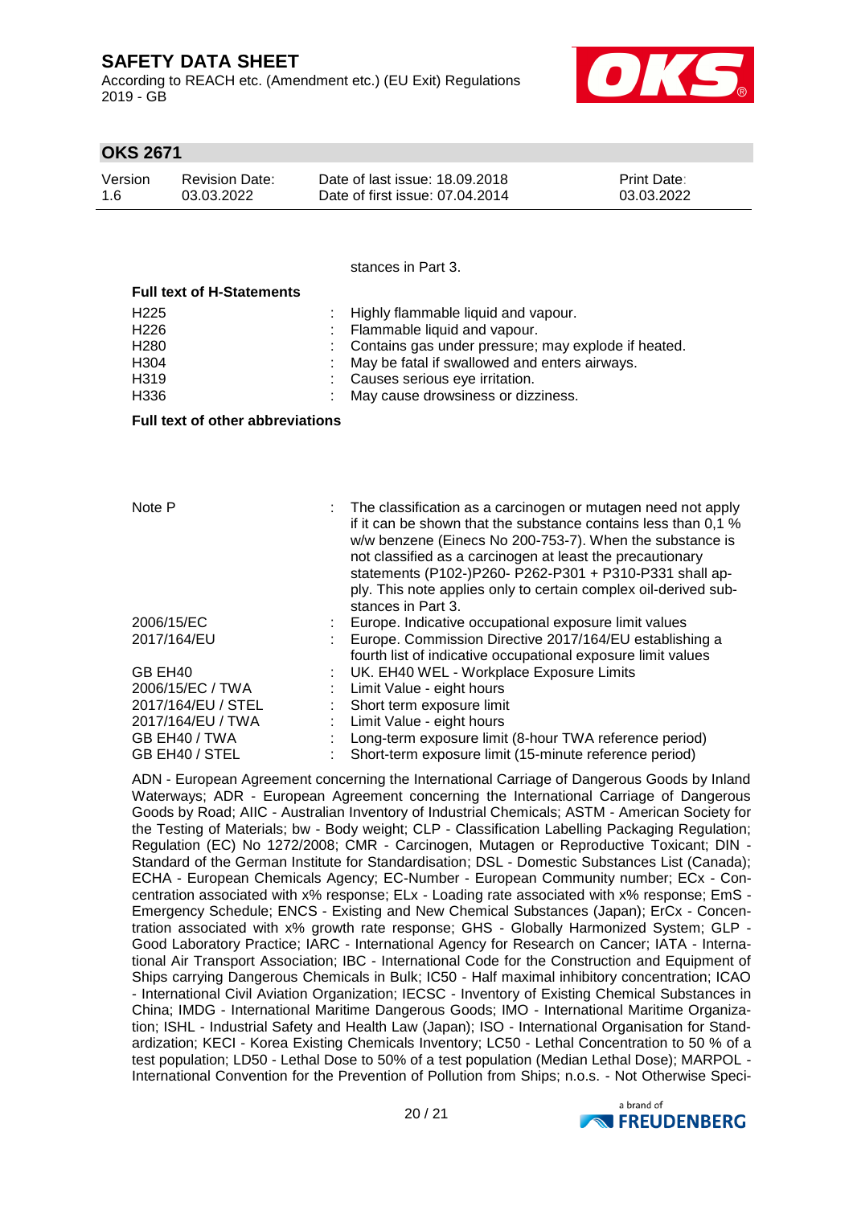stances in Part 3.

**Full text of H-Statements**

| | | |
|---|---|---|
| H225 | : | Highly flammable liquid and vapour. |
| H226 | : | Flammable liquid and vapour. |
| H280 | : | Contains gas under pressure; may explode if heated. |
| H304 | : | May be fatal if swallowed and enters airways. |
| H319 | : | Causes serious eye irritation. |
| H336 | : | May cause drowsiness or dizziness. |

**Full text of other abbreviations**

| | | |
|---|---|---|
| Note P | : | The classification as a carcinogen or mutagen need not apply if it can be shown that the substance contains less than 0,1 % w/w benzene (Einecs No 200-753-7). When the substance is not classified as a carcinogen at least the precautionary statements (P102-)P260- P262-P301 + P310-P331 shall apply. This note applies only to certain complex oil-derived substances in Part 3. |
| 2006/15/EC | : | Europe. Indicative occupational exposure limit values |
| 2017/164/EU | : | Europe. Commission Directive 2017/164/EU establishing a fourth list of indicative occupational exposure limit values |
| GB EH40 | : | UK. EH40 WEL - Workplace Exposure Limits |
| 2006/15/EC / TWA | : | Limit Value - eight hours |
| 2017/164/EU / STEL | : | Short term exposure limit |
| 2017/164/EU / TWA | : | Limit Value - eight hours |
| GB EH40 / TWA | : | Long-term exposure limit (8-hour TWA reference period) |
| GB EH40 / STEL | : | Short-term exposure limit (15-minute reference period) |

ADN - European Agreement concerning the International Carriage of Dangerous Goods by Inland Waterways; ADR - European Agreement concerning the International Carriage of Dangerous Goods by Road; AIIC - Australian Inventory of Industrial Chemicals; ASTM - American Society for the Testing of Materials; bw - Body weight; CLP - Classification Labelling Packaging Regulation; Regulation (EC) No 1272/2008; CMR - Carcinogen, Mutagen or Reproductive Toxicant; DIN - Standard of the German Institute for Standardisation; DSL - Domestic Substances List (Canada); ECHA - European Chemicals Agency; EC-Number - European Community number; ECx - Concentration associated with x% response; ELx - Loading rate associated with x% response; EmS - Emergency Schedule; ENCS - Existing and New Chemical Substances (Japan); ErCx - Concentration associated with x% growth rate response; GHS - Globally Harmonized System; GLP - Good Laboratory Practice; IARC - International Agency for Research on Cancer; IATA - International Air Transport Association; IBC - International Code for the Construction and Equipment of Ships carrying Dangerous Chemicals in Bulk; IC50 - Half maximal inhibitory concentration; ICAO - International Civil Aviation Organization; IECSC - Inventory of Existing Chemical Substances in China; IMDG - International Maritime Dangerous Goods; IMO - International Maritime Organization; ISHL - Industrial Safety and Health Law (Japan); ISO - International Organisation for Standardization; KECI - Korea Existing Chemicals Inventory; LC50 - Lethal Concentration to 50 % of a test population; LD50 - Lethal Dose to 50% of a test population (Median Lethal Dose); MARPOL - International Convention for the Prevention of Pollution from Ships; n.o.s. - Not Otherwise Speci-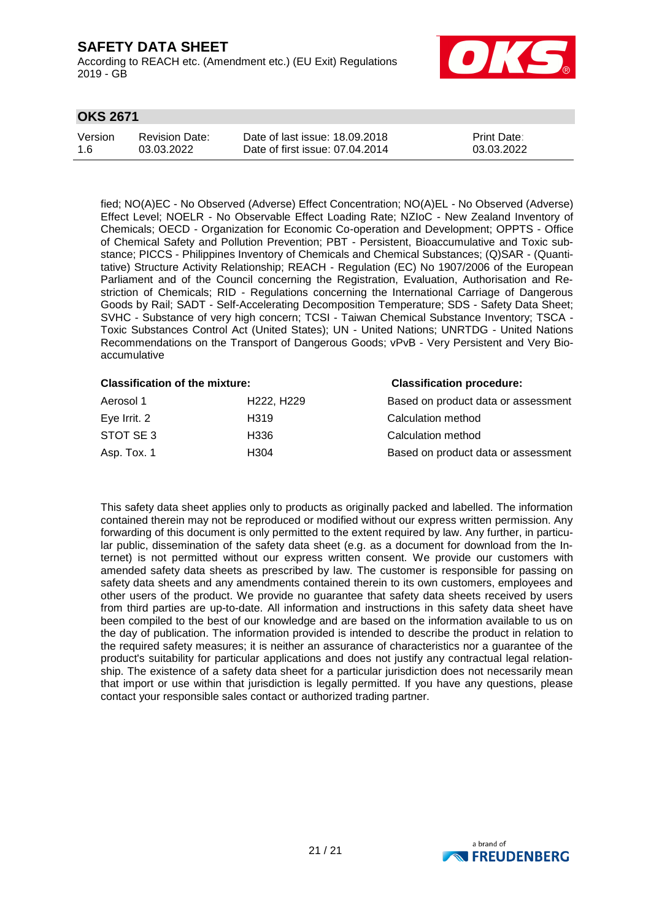fied; NO(A)EC - No Observed (Adverse) Effect Concentration; NO(A)EL - No Observed (Adverse) Effect Level; NOELR - No Observable Effect Loading Rate; NZIoC - New Zealand Inventory of Chemicals; OECD - Organization for Economic Co-operation and Development; OPPTS - Office of Chemical Safety and Pollution Prevention; PBT - Persistent, Bioaccumulative and Toxic substance; PICCS - Philippines Inventory of Chemicals and Chemical Substances; (Q)SAR - (Quantitative) Structure Activity Relationship; REACH - Regulation (EC) No 1907/2006 of the European Parliament and of the Council concerning the Registration, Evaluation, Authorisation and Restriction of Chemicals; RID - Regulations concerning the International Carriage of Dangerous Goods by Rail; SADT - Self-Accelerating Decomposition Temperature; SDS - Safety Data Sheet; SVHC - Substance of very high concern; TCSI - Taiwan Chemical Substance Inventory; TSCA - Toxic Substances Control Act (United States); UN - United Nations; UNRTDG - United Nations Recommendations on the Transport of Dangerous Goods; vPvB - Very Persistent and Very Bioaccumulative

| **Classification of the mixture:** | | **Classification procedure:** |
|---|---|---|
| Aerosol 1 | H222, H229 | Based on product data or assessment |
| Eye Irrit. 2 | H319 | Calculation method |
| STOT SE 3 | H336 | Calculation method |
| Asp. Tox. 1 | H304 | Based on product data or assessment |

This safety data sheet applies only to products as originally packed and labelled. The information contained therein may not be reproduced or modified without our express written permission. Any forwarding of this document is only permitted to the extent required by law. Any further, in particular public, dissemination of the safety data sheet (e.g. as a document for download from the Internet) is not permitted without our express written consent. We provide our customers with amended safety data sheets as prescribed by law. The customer is responsible for passing on safety data sheets and any amendments contained therein to its own customers, employees and other users of the product. We provide no guarantee that safety data sheets received by users from third parties are up-to-date. All information and instructions in this safety data sheet have been compiled to the best of our knowledge and are based on the information available to us on the day of publication. The information provided is intended to describe the product in relation to the required safety measures; it is neither an assurance of characteristics nor a guarantee of the product's suitability for particular applications and does not justify any contractual legal relationship. The existence of a safety data sheet for a particular jurisdiction does not necessarily mean that import or use within that jurisdiction is legally permitted. If you have any questions, please contact your responsible sales contact or authorized trading partner.